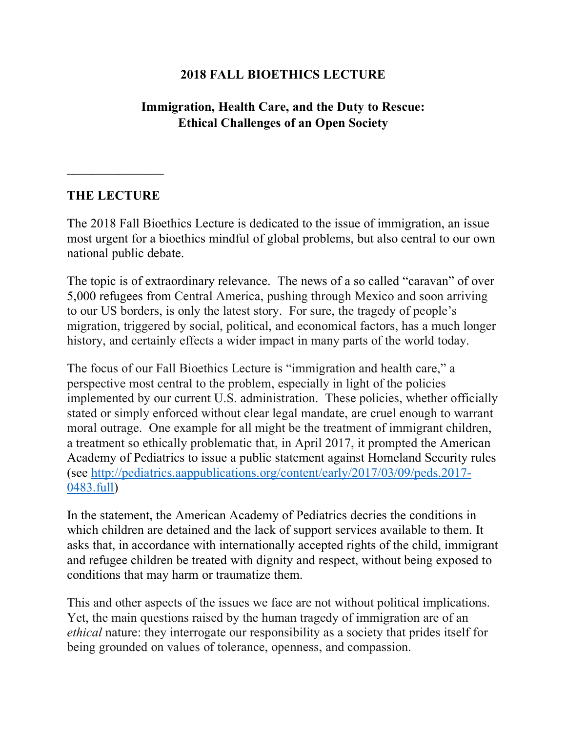# 2018 FALL BIOETHICS LECTURE

## Immigration, Health Care, and the Duty to Rescue: Ethical Challenges of an Open Society

---

## THE LECTURE

The 2018 Fall Bioethics Lecture is dedicated to the issue of immigration, an issue most urgent for a bioethics mindful of global problems, but also central to our own national public debate.

The topic is of extraordinary relevance. The news of a so called "caravan" of over 5,000 refugees from Central America, pushing through Mexico and soon arriving to our US borders, is only the latest story. For sure, the tragedy of people's migration, triggered by social, political, and economical factors, has a much longer history, and certainly effects a wider impact in many parts of the world today.

The focus of our Fall Bioethics Lecture is "immigration and health care," a perspective most central to the problem, especially in light of the policies implemented by our current U.S. administration. These policies, whether officially stated or simply enforced without clear legal mandate, are cruel enough to warrant moral outrage. One example for all might be the treatment of immigrant children, a treatment so ethically problematic that, in April 2017, it prompted the American Academy of Pediatrics to issue a public statement against Homeland Security rules (see [http://pediatrics.aappublications.org/content/early/2017/03/09/peds.2017-0483.full](http://pediatrics.aappublications.org/content/early/2017/03/09/peds.2017-0483.full))

In the statement, the American Academy of Pediatrics decries the conditions in which children are detained and the lack of support services available to them. It asks that, in accordance with internationally accepted rights of the child, immigrant and refugee children be treated with dignity and respect, without being exposed to conditions that may harm or traumatize them.

This and other aspects of the issues we face are not without political implications. Yet, the main questions raised by the human tragedy of immigration are of an *ethical* nature: they interrogate our responsibility as a society that prides itself for being grounded on values of tolerance, openness, and compassion.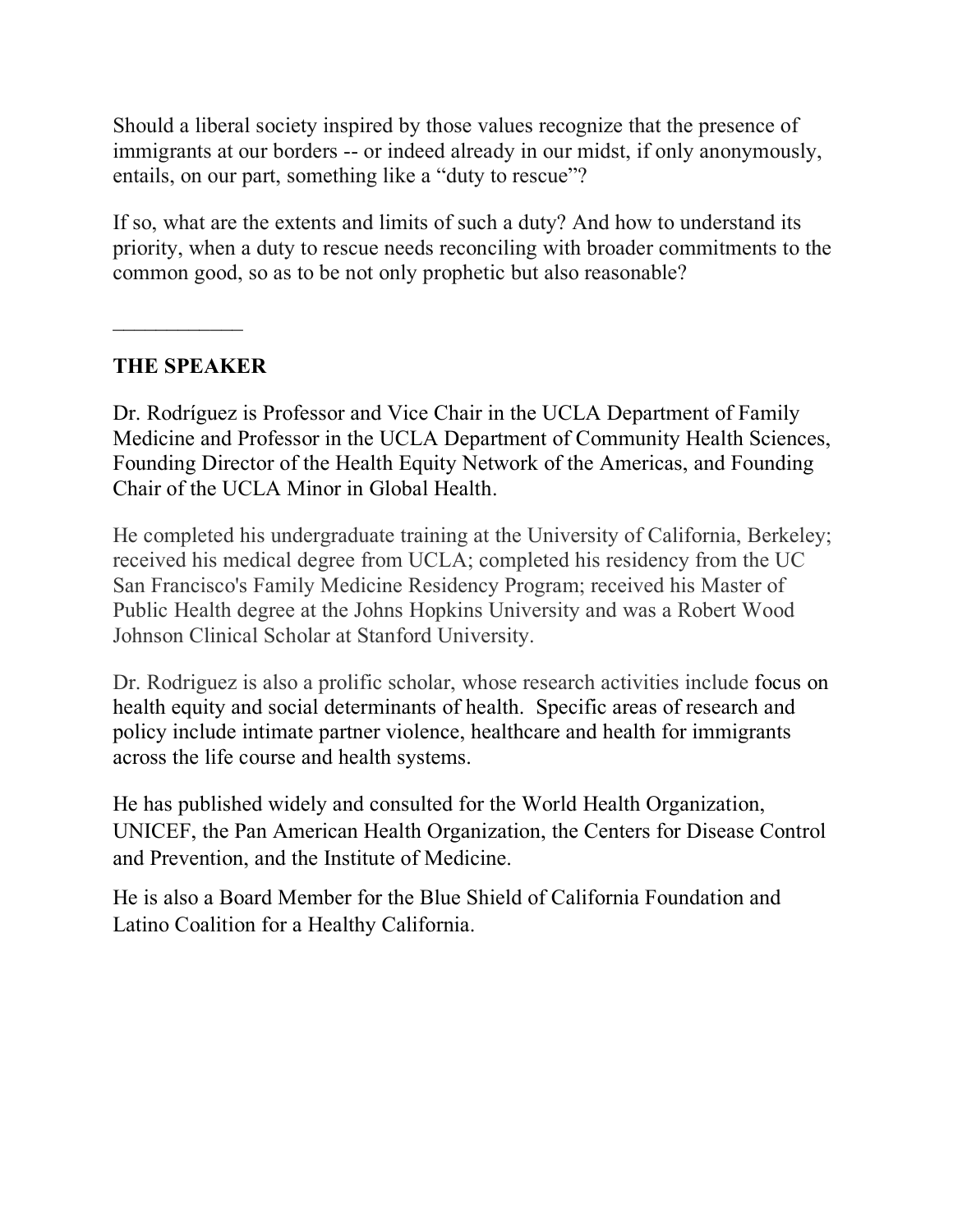Should a liberal society inspired by those values recognize that the presence of immigrants at our borders -- or indeed already in our midst, if only anonymously, entails, on our part, something like a "duty to rescue"?

If so, what are the extents and limits of such a duty? And how to understand its priority, when a duty to rescue needs reconciling with broader commitments to the common good, so as to be not only prophetic but also reasonable?

---

## THE SPEAKER

Dr. Rodríguez is Professor and Vice Chair in the UCLA Department of Family Medicine and Professor in the UCLA Department of Community Health Sciences, Founding Director of the Health Equity Network of the Americas, and Founding Chair of the UCLA Minor in Global Health.

He completed his undergraduate training at the University of California, Berkeley; received his medical degree from UCLA; completed his residency from the UC San Francisco's Family Medicine Residency Program; received his Master of Public Health degree at the Johns Hopkins University and was a Robert Wood Johnson Clinical Scholar at Stanford University.

Dr. Rodriguez is also a prolific scholar, whose research activities include focus on health equity and social determinants of health. Specific areas of research and policy include intimate partner violence, healthcare and health for immigrants across the life course and health systems.

He has published widely and consulted for the World Health Organization, UNICEF, the Pan American Health Organization, the Centers for Disease Control and Prevention, and the Institute of Medicine.

He is also a Board Member for the Blue Shield of California Foundation and Latino Coalition for a Healthy California.